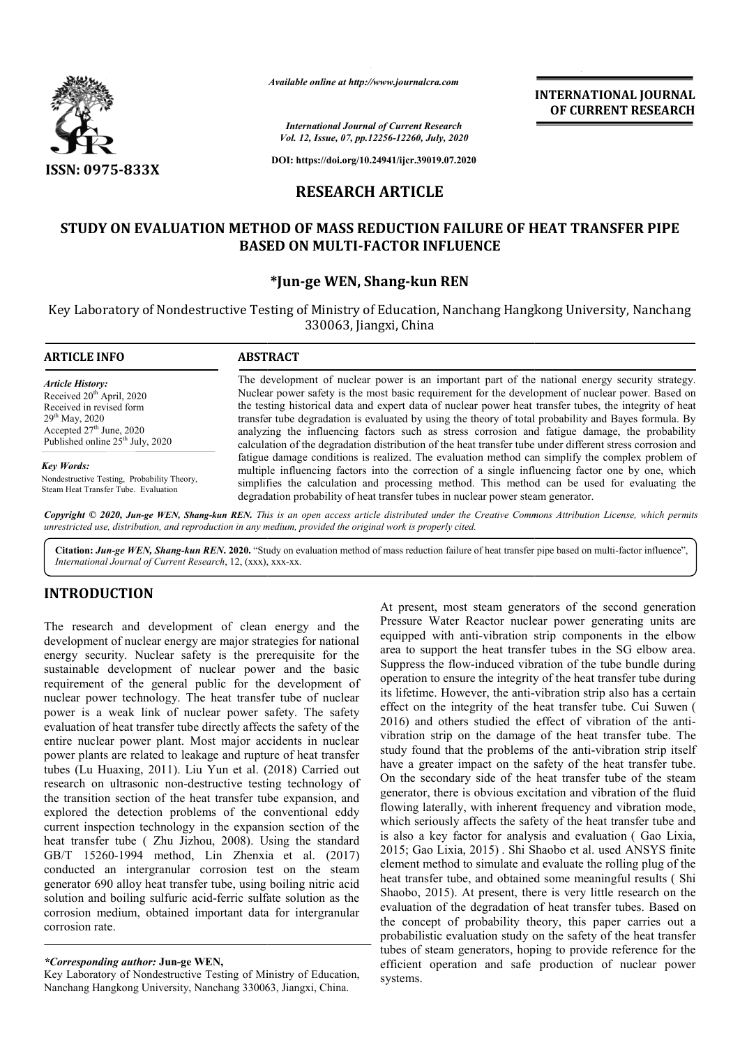Available online at http://www.journalcra.com

International Journal of Current Research
Vol. 12, Issue, 07, pp.12256-12260, July, 2020

DOI: https://doi.org/10.24941/ijcr.39019.07.2020

ISSN: 0975-833X

**INTERNATIONAL JOURNAL OF CURRENT RESEARCH**

**RESEARCH ARTICLE**

# STUDY ON EVALUATION METHOD OF MASS REDUCTION FAILURE OF HEAT TRANSFER PIPE BASED ON MULTI-FACTOR INFLUENCE

**\*Jun-ge WEN, Shang-kun REN**

Key Laboratory of Nondestructive Testing of Ministry of Education, Nanchang Hangkong University, Nanchang 330063, Jiangxi, China

**ARTICLE INFO**

*Article History:*
Received 20th April, 2020
Received in revised form
29th May, 2020
Accepted 27th June, 2020
Published online 25th July, 2020

*Key Words:*
Nondestructive Testing, Probability Theory, Steam Heat Transfer Tube. Evaluation

**ABSTRACT**

The development of nuclear power is an important part of the national energy security strategy. Nuclear power safety is the most basic requirement for the development of nuclear power. Based on the testing historical data and expert data of nuclear power heat transfer tubes, the integrity of heat transfer tube degradation is evaluated by using the theory of total probability and Bayes formula. By analyzing the influencing factors such as stress corrosion and fatigue damage, the probability calculation of the degradation distribution of the heat transfer tube under different stress corrosion and fatigue damage conditions is realized. The evaluation method can simplify the complex problem of multiple influencing factors into the correction of a single influencing factor one by one, which simplifies the calculation and processing method. This method can be used for evaluating the degradation probability of heat transfer tubes in nuclear power steam generator.

*Copyright © 2020, Jun-ge WEN, Shang-kun REN. This is an open access article distributed under the Creative Commons Attribution License, which permits unrestricted use, distribution, and reproduction in any medium, provided the original work is properly cited.*

**Citation:** *Jun-ge WEN, Shang-kun REN.* **2020.** "Study on evaluation method of mass reduction failure of heat transfer pipe based on multi-factor influence", *International Journal of Current Research*, 12, (xxx), xxx-xx.

## INTRODUCTION

The research and development of clean energy and the development of nuclear energy are major strategies for national energy security. Nuclear safety is the prerequisite for the sustainable development of nuclear power and the basic requirement of the general public for the development of nuclear power technology. The heat transfer tube of nuclear power is a weak link of nuclear power safety. The safety evaluation of heat transfer tube directly affects the safety of the entire nuclear power plant. Most major accidents in nuclear power plants are related to leakage and rupture of heat transfer tubes (Lu Huaxing, 2011). Liu Yun et al. (2018) Carried out research on ultrasonic non-destructive testing technology of the transition section of the heat transfer tube expansion, and explored the detection problems of the conventional eddy current inspection technology in the expansion section of the heat transfer tube ( Zhu Jizhou, 2008). Using the standard GB/T 15260-1994 method, Lin Zhenxia et al. (2017) conducted an intergranular corrosion test on the steam generator 690 alloy heat transfer tube, using boiling nitric acid solution and boiling sulfuric acid-ferric sulfate solution as the corrosion medium, obtained important data for intergranular corrosion rate.

At present, most steam generators of the second generation Pressure Water Reactor nuclear power generating units are equipped with anti-vibration strip components in the elbow area to support the heat transfer tubes in the SG elbow area. Suppress the flow-induced vibration of the tube bundle during operation to ensure the integrity of the heat transfer tube during its lifetime. However, the anti-vibration strip also has a certain effect on the integrity of the heat transfer tube. Cui Suwen ( 2016) and others studied the effect of vibration of the anti-vibration strip on the damage of the heat transfer tube. The study found that the problems of the anti-vibration strip itself have a greater impact on the safety of the heat transfer tube. On the secondary side of the heat transfer tube of the steam generator, there is obvious excitation and vibration of the fluid flowing laterally, with inherent frequency and vibration mode, which seriously affects the safety of the heat transfer tube and is also a key factor for analysis and evaluation ( Gao Lixia, 2015; Gao Lixia, 2015) . Shi Shaobo et al. used ANSYS finite element method to simulate and evaluate the rolling plug of the heat transfer tube, and obtained some meaningful results ( Shi Shaobo, 2015). At present, there is very little research on the evaluation of the degradation of heat transfer tubes. Based on the concept of probability theory, this paper carries out a probabilistic evaluation study on the safety of the heat transfer tubes of steam generators, hoping to provide reference for the efficient operation and safe production of nuclear power systems.

*\*Corresponding author:* **Jun-ge WEN,**
Key Laboratory of Nondestructive Testing of Ministry of Education, Nanchang Hangkong University, Nanchang 330063, Jiangxi, China.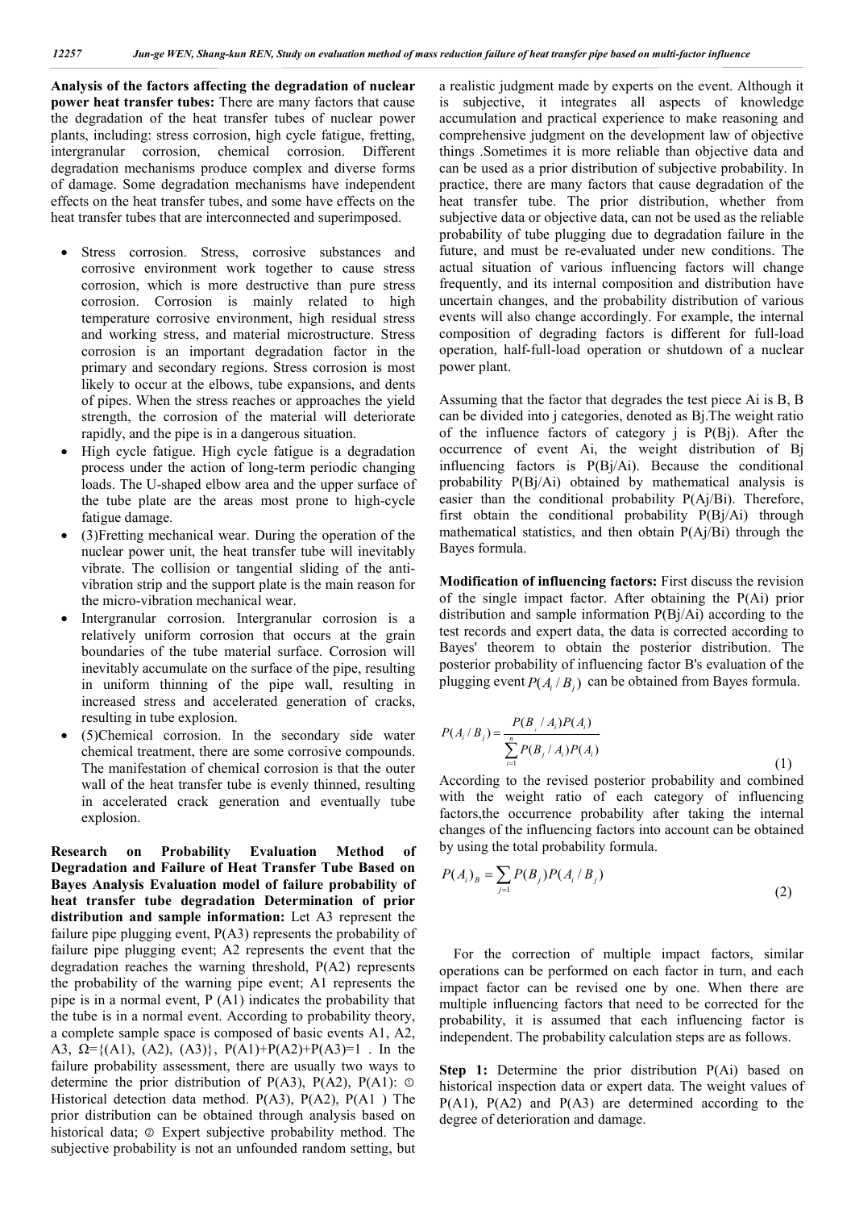**Analysis of the factors affecting the degradation of nuclear power heat transfer tubes:** There are many factors that cause the degradation of the heat transfer tubes of nuclear power plants, including: stress corrosion, high cycle fatigue, fretting, intergranular corrosion, chemical corrosion. Different degradation mechanisms produce complex and diverse forms of damage. Some degradation mechanisms have independent effects on the heat transfer tubes, and some have effects on the heat transfer tubes that are interconnected and superimposed.

- Stress corrosion. Stress, corrosive substances and corrosive environment work together to cause stress corrosion, which is more destructive than pure stress corrosion. Corrosion is mainly related to high temperature corrosive environment, high residual stress and working stress, and material microstructure. Stress corrosion is an important degradation factor in the primary and secondary regions. Stress corrosion is most likely to occur at the elbows, tube expansions, and dents of pipes. When the stress reaches or approaches the yield strength, the corrosion of the material will deteriorate rapidly, and the pipe is in a dangerous situation.
- High cycle fatigue. High cycle fatigue is a degradation process under the action of long-term periodic changing loads. The U-shaped elbow area and the upper surface of the tube plate are the areas most prone to high-cycle fatigue damage.
- (3)Fretting mechanical wear. During the operation of the nuclear power unit, the heat transfer tube will inevitably vibrate. The collision or tangential sliding of the anti-vibration strip and the support plate is the main reason for the micro-vibration mechanical wear.
- Intergranular corrosion. Intergranular corrosion is a relatively uniform corrosion that occurs at the grain boundaries of the tube material surface. Corrosion will inevitably accumulate on the surface of the pipe, resulting in uniform thinning of the pipe wall, resulting in increased stress and accelerated generation of cracks, resulting in tube explosion.
- (5)Chemical corrosion. In the secondary side water chemical treatment, there are some corrosive compounds. The manifestation of chemical corrosion is that the outer wall of the heat transfer tube is evenly thinned, resulting in accelerated crack generation and eventually tube explosion.

**Research on Probability Evaluation Method of Degradation and Failure of Heat Transfer Tube Based on Bayes Analysis Evaluation model of failure probability of heat transfer tube degradation Determination of prior distribution and sample information:** Let A3 represent the failure pipe plugging event, P(A3) represents the probability of failure pipe plugging event; A2 represents the event that the degradation reaches the warning threshold, P(A2) represents the probability of the warning pipe event; A1 represents the pipe is in a normal event, P (A1) indicates the probability that the tube is in a normal event. According to probability theory, a complete sample space is composed of basic events A1, A2, A3, Ω={(A1), (A2), (A3)}, P(A1)+P(A2)+P(A3)=1 . In the failure probability assessment, there are usually two ways to determine the prior distribution of P(A3), P(A2), P(A1): ① Historical detection data method. P(A3), P(A2), P(A1 ) The prior distribution can be obtained through analysis based on historical data; ② Expert subjective probability method. The subjective probability is not an unfounded random setting, but a realistic judgment made by experts on the event. Although it is subjective, it integrates all aspects of knowledge accumulation and practical experience to make reasoning and comprehensive judgment on the development law of objective things .Sometimes it is more reliable than objective data and can be used as a prior distribution of subjective probability. In practice, there are many factors that cause degradation of the heat transfer tube. The prior distribution, whether from subjective data or objective data, can not be used as the reliable probability of tube plugging due to degradation failure in the future, and must be re-evaluated under new conditions. The actual situation of various influencing factors will change frequently, and its internal composition and distribution have uncertain changes, and the probability distribution of various events will also change accordingly. For example, the internal composition of degrading factors is different for full-load operation, half-full-load operation or shutdown of a nuclear power plant.

Assuming that the factor that degrades the test piece Ai is B, B can be divided into j categories, denoted as Bj.The weight ratio of the influence factors of category j is P(Bj). After the occurrence of event Ai, the weight distribution of Bj influencing factors is P(Bj/Ai). Because the conditional probability P(Bj/Ai) obtained by mathematical analysis is easier than the conditional probability P(Aj/Bi). Therefore, first obtain the conditional probability P(Bj/Ai) through mathematical statistics, and then obtain P(Aj/Bi) through the Bayes formula.

**Modification of influencing factors:** First discuss the revision of the single impact factor. After obtaining the P(Ai) prior distribution and sample information P(Bj/Ai) according to the test records and expert data, the data is corrected according to Bayes' theorem to obtain the posterior distribution. The posterior probability of influencing factor B's evaluation of the plugging event $P(A_i / B_j)$ can be obtained from Bayes formula.

$$P(A_i / B_j) = \frac{P(B_j / A_i)P(A_i)}{\sum_{i=1}^{n} P(B_j / A_i)P(A_i)} \tag{1}$$

According to the revised posterior probability and combined with the weight ratio of each category of influencing factors,the occurrence probability after taking the internal changes of the influencing factors into account can be obtained by using the total probability formula.

$$P(A_i)_B = \sum_{j=1} P(B_j)P(A_i / B_j) \tag{2}$$

For the correction of multiple impact factors, similar operations can be performed on each factor in turn, and each impact factor can be revised one by one. When there are multiple influencing factors that need to be corrected for the probability, it is assumed that each influencing factor is independent. The probability calculation steps are as follows.

**Step 1:** Determine the prior distribution P(Ai) based on historical inspection data or expert data. The weight values of P(A1), P(A2) and P(A3) are determined according to the degree of deterioration and damage.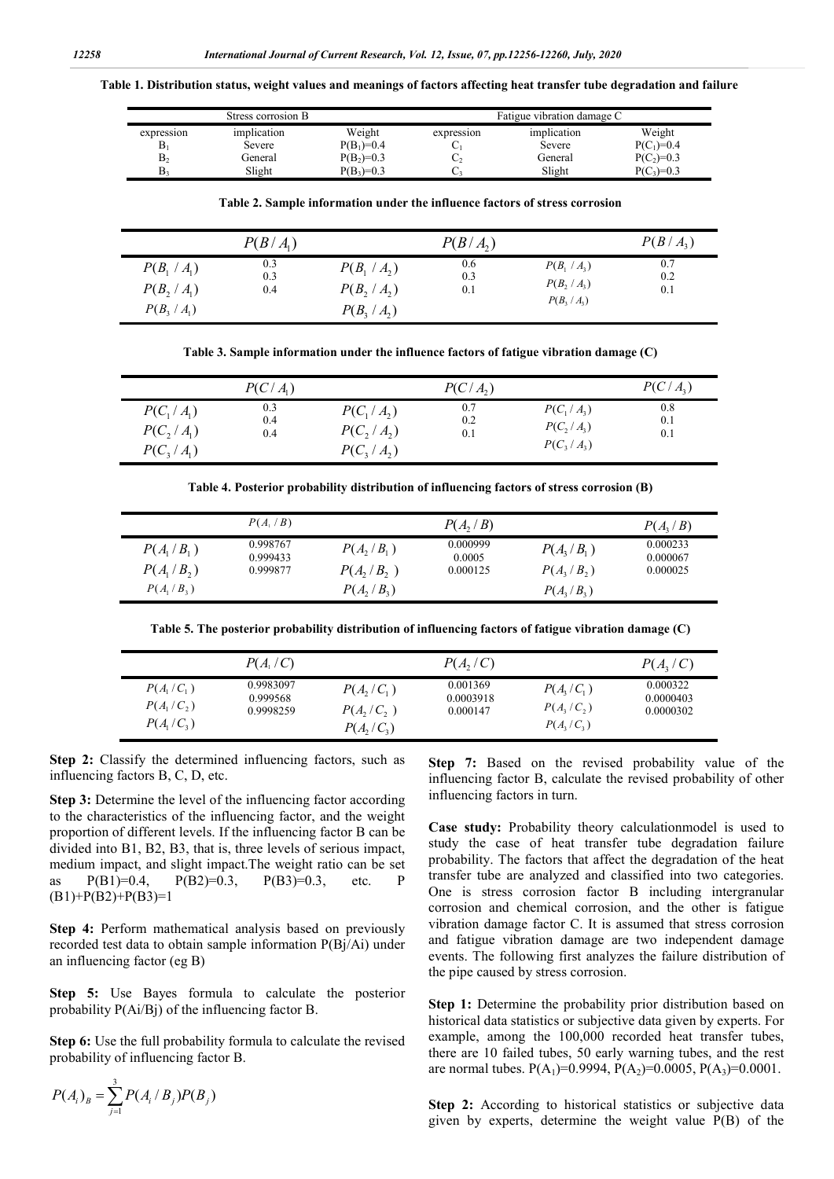**Table 1. Distribution status, weight values and meanings of factors affecting heat transfer tube degradation and failure**

| Stress corrosion B | | | Fatigue vibration damage C | | |
|---|---|---|---|---|---|
| expression | implication | Weight | expression | implication | Weight |
| $B_1$ | Severe | $P(B_1)=0.4$ | $C_1$ | Severe | $P(C_1)=0.4$ |
| $B_2$ | General | $P(B_2)=0.3$ | $C_2$ | General | $P(C_2)=0.3$ |
| $B_3$ | Slight | $P(B_3)=0.3$ | $C_3$ | Slight | $P(C_3)=0.3$ |

**Table 2. Sample information under the influence factors of stress corrosion**

| | $P(B/A_1)$ | | $P(B/A_2)$ | | $P(B/A_3)$ |
|---|---|---|---|---|---|
| $P(B_1/A_1)$ | 0.3 | $P(B_1/A_2)$ | 0.6 | $P(B_1/A_3)$ | 0.7 |
| $P(B_2/A_1)$ | 0.3 | $P(B_2/A_2)$ | 0.3 | $P(B_2/A_3)$ | 0.2 |
| $P(B_3/A_1)$ | 0.4 | $P(B_3/A_2)$ | 0.1 | $P(B_3/A_3)$ | 0.1 |

**Table 3. Sample information under the influence factors of fatigue vibration damage (C)**

| | $P(C/A_1)$ | | $P(C/A_2)$ | | $P(C/A_3)$ |
|---|---|---|---|---|---|
| $P(C_1/A_1)$ | 0.3 | $P(C_1/A_2)$ | 0.7 | $P(C_1/A_3)$ | 0.8 |
| $P(C_2/A_1)$ | 0.4 | $P(C_2/A_2)$ | 0.2 | $P(C_2/A_3)$ | 0.1 |
| $P(C_3/A_1)$ | 0.4 | $P(C_3/A_2)$ | 0.1 | $P(C_3/A_3)$ | 0.1 |

**Table 4. Posterior probability distribution of influencing factors of stress corrosion (B)**

| | $P(A_1/B)$ | | $P(A_2/B)$ | | $P(A_3/B)$ |
|---|---|---|---|---|---|
| $P(A_1/B_1)$ | 0.998767 | $P(A_2/B_1)$ | 0.000999 | $P(A_3/B_1)$ | 0.000233 |
| $P(A_1/B_2)$ | 0.999433 | $P(A_2/B_2)$ | 0.0005 | $P(A_3/B_2)$ | 0.000067 |
| $P(A_1/B_3)$ | 0.999877 | $P(A_2/B_3)$ | 0.000125 | $P(A_3/B_3)$ | 0.000025 |

**Table 5. The posterior probability distribution of influencing factors of fatigue vibration damage (C)**

| | $P(A_1/C)$ | | $P(A_2/C)$ | | $P(A_3/C)$ |
|---|---|---|---|---|---|
| $P(A_1/C_1)$ | 0.9983097 | $P(A_2/C_1)$ | 0.001369 | $P(A_3/C_1)$ | 0.000322 |
| $P(A_1/C_2)$ | 0.999568 | $P(A_2/C_2)$ | 0.0003918 | $P(A_3/C_2)$ | 0.0000403 |
| $P(A_1/C_3)$ | 0.9998259 | $P(A_2/C_3)$ | 0.000147 | $P(A_3/C_3)$ | 0.0000302 |

**Step 2:** Classify the determined influencing factors, such as influencing factors B, C, D, etc.

**Step 3:** Determine the level of the influencing factor according to the characteristics of the influencing factor, and the weight proportion of different levels. If the influencing factor B can be divided into B1, B2, B3, that is, three levels of serious impact, medium impact, and slight impact.The weight ratio can be set as P(B1)=0.4, P(B2)=0.3, P(B3)=0.3, etc. P (B1)+P(B2)+P(B3)=1

**Step 4:** Perform mathematical analysis based on previously recorded test data to obtain sample information P(Bj/Ai) under an influencing factor (eg B)

**Step 5:** Use Bayes formula to calculate the posterior probability P(Ai/Bj) of the influencing factor B.

**Step 6:** Use the full probability formula to calculate the revised probability of influencing factor B.

$$P(A_i)_B = \sum_{j=1}^{3} P(A_i/B_j)P(B_j)$$

**Step 7:** Based on the revised probability value of the influencing factor B, calculate the revised probability of other influencing factors in turn.

**Case study:** Probability theory calculationmodel is used to study the case of heat transfer tube degradation failure probability. The factors that affect the degradation of the heat transfer tube are analyzed and classified into two categories. One is stress corrosion factor B including intergranular corrosion and chemical corrosion, and the other is fatigue vibration damage factor C. It is assumed that stress corrosion and fatigue vibration damage are two independent damage events. The following first analyzes the failure distribution of the pipe caused by stress corrosion.

**Step 1:** Determine the probability prior distribution based on historical data statistics or subjective data given by experts. For example, among the 100,000 recorded heat transfer tubes, there are 10 failed tubes, 50 early warning tubes, and the rest are normal tubes. $P(A_1)=0.9994$, $P(A_2)=0.0005$, $P(A_3)=0.0001$.

**Step 2:** According to historical statistics or subjective data given by experts, determine the weight value P(B) of the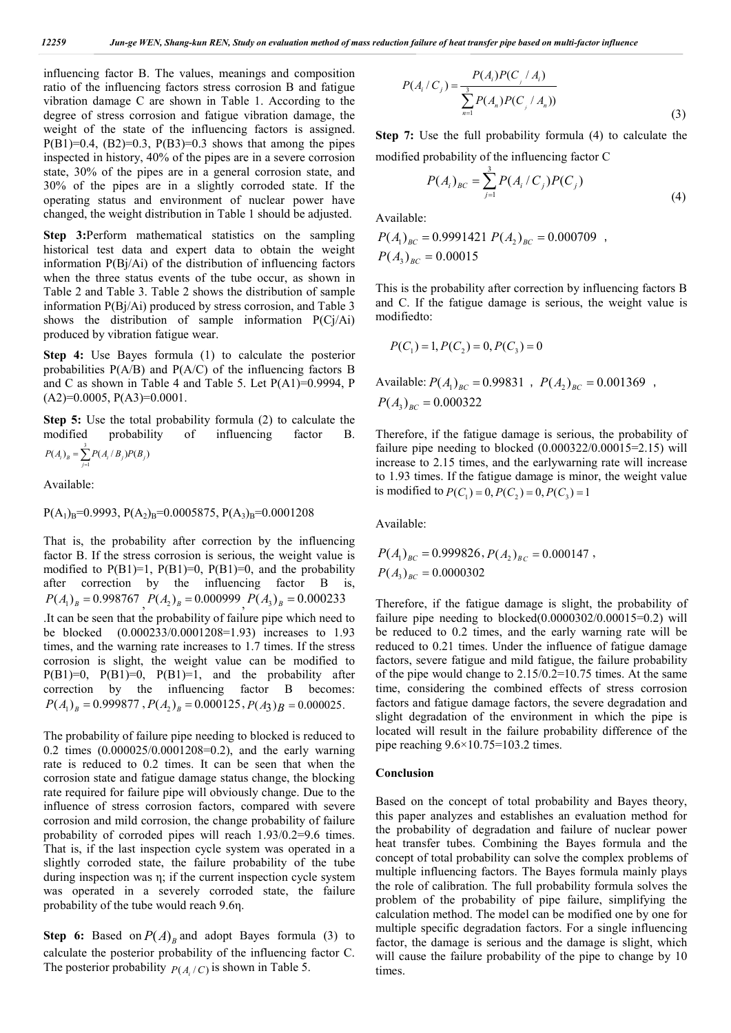influencing factor B. The values, meanings and composition ratio of the influencing factors stress corrosion B and fatigue vibration damage C are shown in Table 1. According to the degree of stress corrosion and fatigue vibration damage, the weight of the state of the influencing factors is assigned. P(B1)=0.4, (B2)=0.3, P(B3)=0.3 shows that among the pipes inspected in history, 40% of the pipes are in a severe corrosion state, 30% of the pipes are in a general corrosion state, and 30% of the pipes are in a slightly corroded state. If the operating status and environment of nuclear power have changed, the weight distribution in Table 1 should be adjusted.

**Step 3:**Perform mathematical statistics on the sampling historical test data and expert data to obtain the weight information P(Bj/Ai) of the distribution of influencing factors when the three status events of the tube occur, as shown in Table 2 and Table 3. Table 2 shows the distribution of sample information P(Bj/Ai) produced by stress corrosion, and Table 3 shows the distribution of sample information P(Cj/Ai) produced by vibration fatigue wear.

**Step 4:** Use Bayes formula (1) to calculate the posterior probabilities P(A/B) and P(A/C) of the influencing factors B and C as shown in Table 4 and Table 5. Let P(A1)=0.9994, P (A2)=0.0005, P(A3)=0.0001.

**Step 5:** Use the total probability formula (2) to calculate the modified probability of influencing factor B. $P(A_i)_B = \sum_{j=1}^{3} P(A_i / B_j) P(B_j)$

Available:

$P(A_1)_B$=0.9993, $P(A_2)_B$=0.0005875, $P(A_3)_B$=0.0001208

That is, the probability after correction by the influencing factor B. If the stress corrosion is serious, the weight value is modified to P(B1)=1, P(B1)=0, P(B1)=0, and the probability after correction by the influencing factor B is, $P(A_1)_B = 0.998767$, $P(A_2)_B = 0.000999$, $P(A_3)_B = 0.000233$ .It can be seen that the probability of failure pipe which need to be blocked (0.000233/0.0001208=1.93) increases to 1.93 times, and the warning rate increases to 1.7 times. If the stress corrosion is slight, the weight value can be modified to P(B1)=0, P(B1)=0, P(B1)=1, and the probability after correction by the influencing factor B becomes: $P(A_1)_B = 0.999877$, $P(A_2)_B = 0.000125$, $P(A_3)_B = 0.000025$.

The probability of failure pipe needing to blocked is reduced to 0.2 times (0.000025/0.0001208=0.2), and the early warning rate is reduced to 0.2 times. It can be seen that when the corrosion state and fatigue damage status change, the blocking rate required for failure pipe will obviously change. Due to the influence of stress corrosion factors, compared with severe corrosion and mild corrosion, the change probability of failure probability of corroded pipes will reach 1.93/0.2=9.6 times. That is, if the last inspection cycle system was operated in a slightly corroded state, the failure probability of the tube during inspection was η; if the current inspection cycle system was operated in a severely corroded state, the failure probability of the tube would reach 9.6η.

**Step 6:** Based on $P(A)_B$ and adopt Bayes formula (3) to calculate the posterior probability of the influencing factor C. The posterior probability $P(A_i / C)$ is shown in Table 5.

$$P(A_i / C_j) = \frac{P(A_i) P(C_j / A_i)}{\sum_{n=1}^{3} P(A_n) P(C_j / A_n))} \tag{3}$$

**Step 7:** Use the full probability formula (4) to calculate the modified probability of the influencing factor C

$$P(A_i)_{BC} = \sum_{j=1}^{3} P(A_i / C_j) P(C_j) \tag{4}$$

Available:

$P(A_1)_{BC} = 0.9991421$ $P(A_2)_{BC} = 0.000709$ , $P(A_3)_{BC} = 0.00015$

This is the probability after correction by influencing factors B and C. If the fatigue damage is serious, the weight value is modifiedto:

$$P(C_1) = 1, P(C_2) = 0, P(C_3) = 0$$

Available: $P(A_1)_{BC} = 0.99831$ , $P(A_2)_{BC} = 0.001369$ , $P(A_3)_{BC} = 0.000322$

Therefore, if the fatigue damage is serious, the probability of failure pipe needing to blocked (0.000322/0.00015=2.15) will increase to 2.15 times, and the earlywarning rate will increase to 1.93 times. If the fatigue damage is minor, the weight value is modified to $P(C_1) = 0, P(C_2) = 0, P(C_3) = 1$

Available:

$P(A_1)_{BC} = 0.999826$, $P(A_2)_{BC} = 0.000147$ , $P(A_3)_{BC} = 0.0000302$

Therefore, if the fatigue damage is slight, the probability of failure pipe needing to blocked(0.0000302/0.00015=0.2) will be reduced to 0.2 times, and the early warning rate will be reduced to 0.21 times. Under the influence of fatigue damage factors, severe fatigue and mild fatigue, the failure probability of the pipe would change to 2.15/0.2=10.75 times. At the same time, considering the combined effects of stress corrosion factors and fatigue damage factors, the severe degradation and slight degradation of the environment in which the pipe is located will result in the failure probability difference of the pipe reaching 9.6×10.75=103.2 times.

## Conclusion

Based on the concept of total probability and Bayes theory, this paper analyzes and establishes an evaluation method for the probability of degradation and failure of nuclear power heat transfer tubes. Combining the Bayes formula and the concept of total probability can solve the complex problems of multiple influencing factors. The Bayes formula mainly plays the role of calibration. The full probability formula solves the problem of the probability of pipe failure, simplifying the calculation method. The model can be modified one by one for multiple specific degradation factors. For a single influencing factor, the damage is serious and the damage is slight, which will cause the failure probability of the pipe to change by 10 times.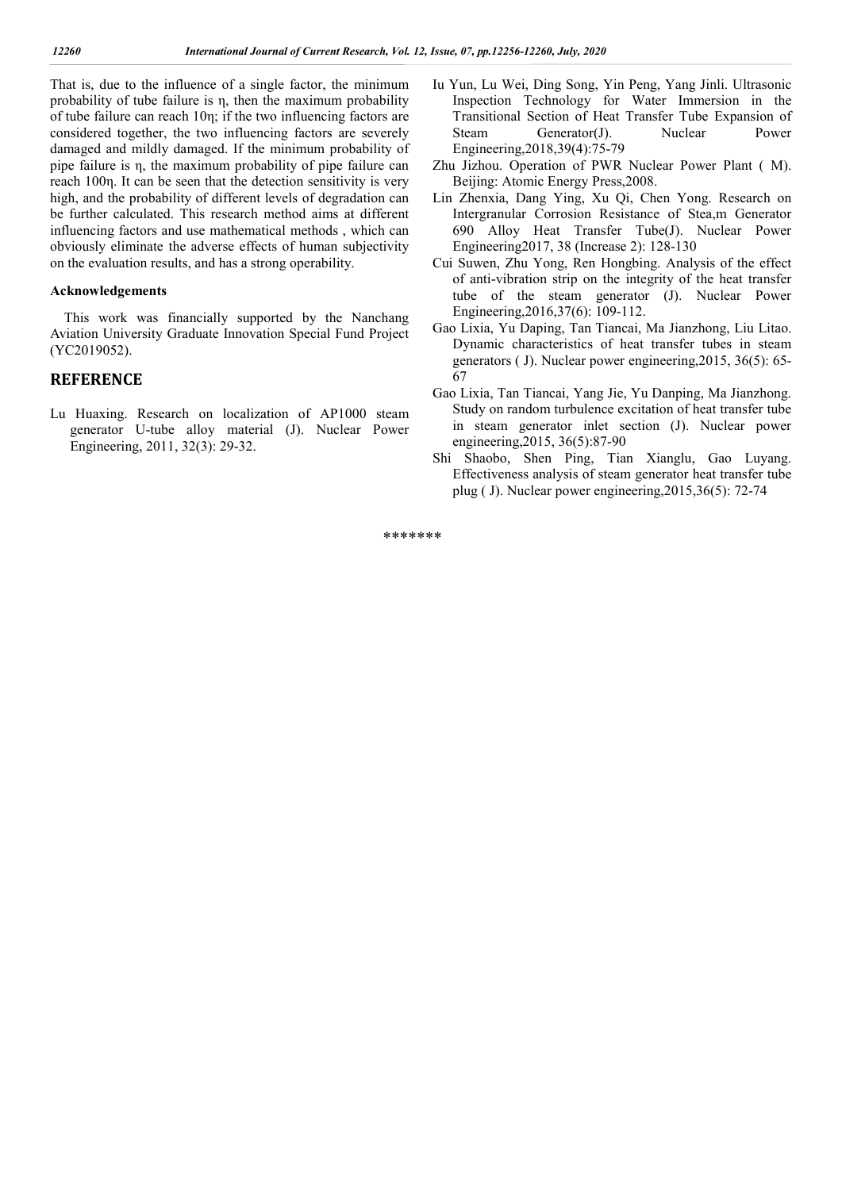That is, due to the influence of a single factor, the minimum probability of tube failure is $\eta$, then the maximum probability of tube failure can reach $10\eta$; if the two influencing factors are considered together, the two influencing factors are severely damaged and mildly damaged. If the minimum probability of pipe failure is $\eta$, the maximum probability of pipe failure can reach $100\eta$. It can be seen that the detection sensitivity is very high, and the probability of different levels of degradation can be further calculated. This research method aims at different influencing factors and use mathematical methods , which can obviously eliminate the adverse effects of human subjectivity on the evaluation results, and has a strong operability.

#### Acknowledgements

This work was financially supported by the Nanchang Aviation University Graduate Innovation Special Fund Project (YC2019052).

## REFERENCE

Lu Huaxing. Research on localization of AP1000 steam generator U-tube alloy material (J). Nuclear Power Engineering, 2011, 32(3): 29-32.

Iu Yun, Lu Wei, Ding Song, Yin Peng, Yang Jinli. Ultrasonic Inspection Technology for Water Immersion in the Transitional Section of Heat Transfer Tube Expansion of Steam Generator(J). Nuclear Power Engineering,2018,39(4):75-79

Zhu Jizhou. Operation of PWR Nuclear Power Plant ( M). Beijing: Atomic Energy Press,2008.

Lin Zhenxia, Dang Ying, Xu Qi, Chen Yong. Research on Intergranular Corrosion Resistance of Stea,m Generator 690 Alloy Heat Transfer Tube(J). Nuclear Power Engineering2017, 38 (Increase 2): 128-130

Cui Suwen, Zhu Yong, Ren Hongbing. Analysis of the effect of anti-vibration strip on the integrity of the heat transfer tube of the steam generator (J). Nuclear Power Engineering,2016,37(6): 109-112.

Gao Lixia, Yu Daping, Tan Tiancai, Ma Jianzhong, Liu Litao. Dynamic characteristics of heat transfer tubes in steam generators ( J). Nuclear power engineering,2015, 36(5): 65-67

Gao Lixia, Tan Tiancai, Yang Jie, Yu Danping, Ma Jianzhong. Study on random turbulence excitation of heat transfer tube in steam generator inlet section (J). Nuclear power engineering,2015, 36(5):87-90

Shi Shaobo, Shen Ping, Tian Xianglu, Gao Luyang. Effectiveness analysis of steam generator heat transfer tube plug ( J). Nuclear power engineering,2015,36(5): 72-74

*******